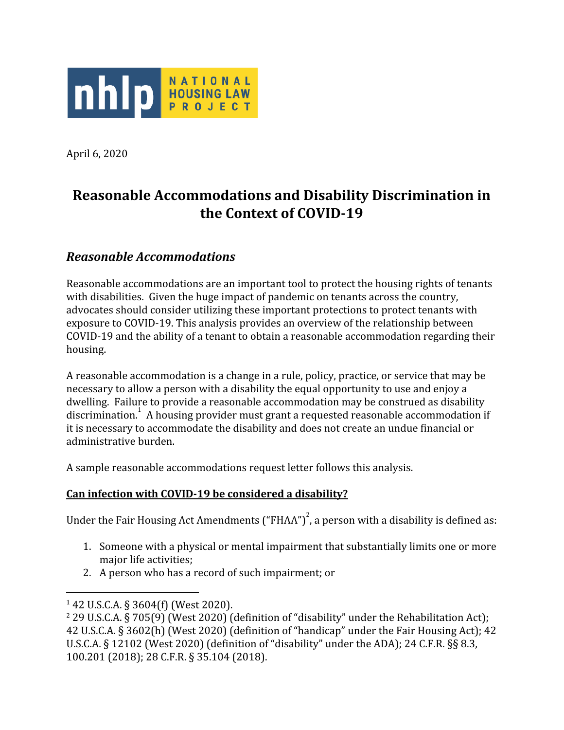nhlp NATIONAL HOUSING LAW PROJECT

April 6, 2020

# Reasonable Accommodations and Disability Discrimination in the Context of COVID-19

## *Reasonable Accommodations*

Reasonable accommodations are an important tool to protect the housing rights of tenants with disabilities. Given the huge impact of pandemic on tenants across the country, advocates should consider utilizing these important protections to protect tenants with exposure to COVID-19. This analysis provides an overview of the relationship between COVID-19 and the ability of a tenant to obtain a reasonable accommodation regarding their housing.

A reasonable accommodation is a change in a rule, policy, practice, or service that may be necessary to allow a person with a disability the equal opportunity to use and enjoy a dwelling. Failure to provide a reasonable accommodation may be construed as disability discrimination.[1] A housing provider must grant a requested reasonable accommodation if it is necessary to accommodate the disability and does not create an undue financial or administrative burden.

A sample reasonable accommodations request letter follows this analysis.

**Can infection with COVID-19 be considered a disability?**

Under the Fair Housing Act Amendments ("FHAA")[2], a person with a disability is defined as:

1. Someone with a physical or mental impairment that substantially limits one or more major life activities;
2. A person who has a record of such impairment; or

---

[1] 42 U.S.C.A. § 3604(f) (West 2020).

[2] 29 U.S.C.A. § 705(9) (West 2020) (definition of "disability" under the Rehabilitation Act); 42 U.S.C.A. § 3602(h) (West 2020) (definition of "handicap" under the Fair Housing Act); 42 U.S.C.A. § 12102 (West 2020) (definition of "disability" under the ADA); 24 C.F.R. §§ 8.3, 100.201 (2018); 28 C.F.R. § 35.104 (2018).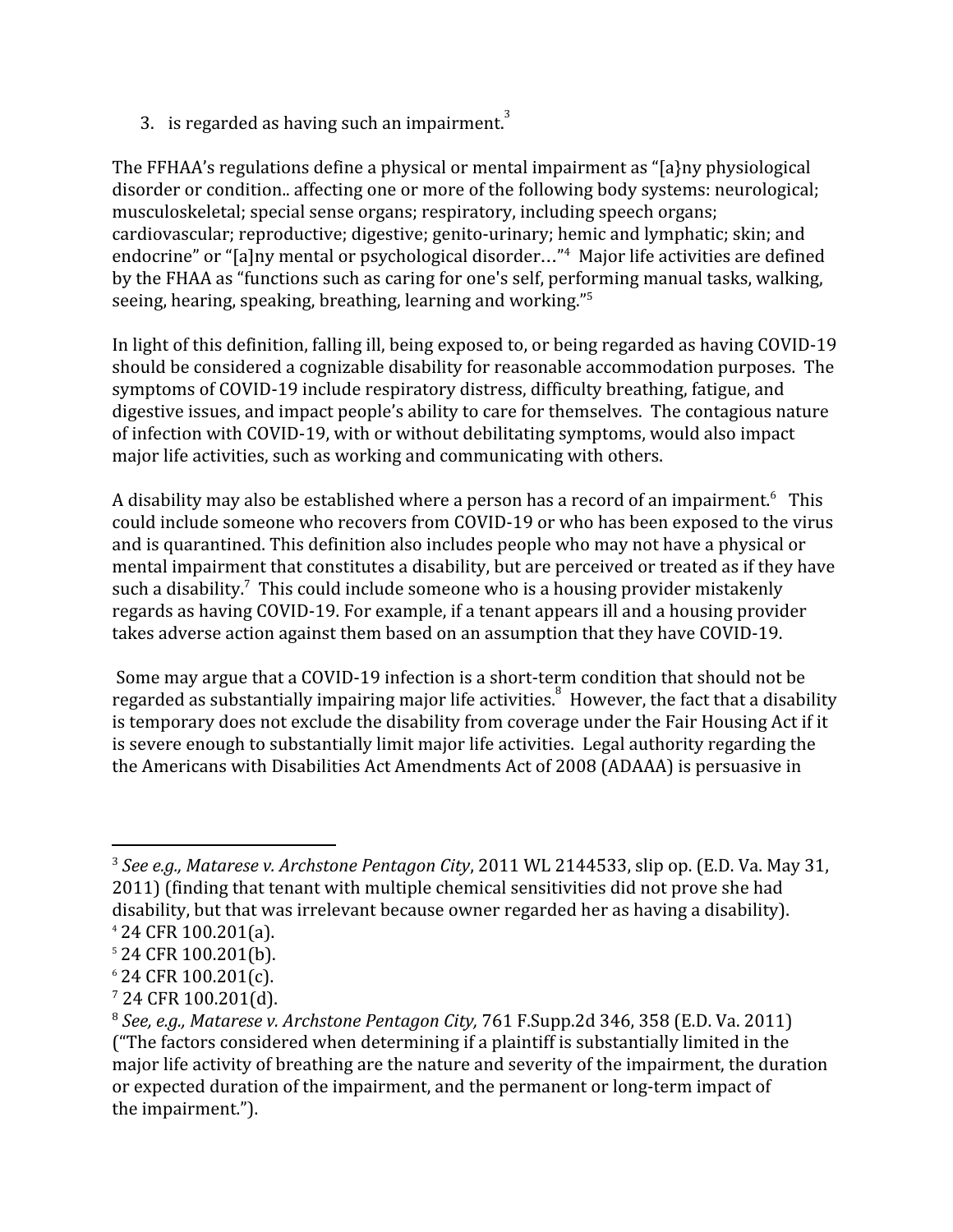3. is regarded as having such an impairment.[3]

The FFHAA's regulations define a physical or mental impairment as "[a}ny physiological disorder or condition.. affecting one or more of the following body systems: neurological; musculoskeletal; special sense organs; respiratory, including speech organs; cardiovascular; reproductive; digestive; genito-urinary; hemic and lymphatic; skin; and endocrine" or "[a]ny mental or psychological disorder…"[4] Major life activities are defined by the FHAA as "functions such as caring for one's self, performing manual tasks, walking, seeing, hearing, speaking, breathing, learning and working."[5]

In light of this definition, falling ill, being exposed to, or being regarded as having COVID-19 should be considered a cognizable disability for reasonable accommodation purposes. The symptoms of COVID-19 include respiratory distress, difficulty breathing, fatigue, and digestive issues, and impact people's ability to care for themselves. The contagious nature of infection with COVID-19, with or without debilitating symptoms, would also impact major life activities, such as working and communicating with others.

A disability may also be established where a person has a record of an impairment.[6] This could include someone who recovers from COVID-19 or who has been exposed to the virus and is quarantined. This definition also includes people who may not have a physical or mental impairment that constitutes a disability, but are perceived or treated as if they have such a disability.[7] This could include someone who is a housing provider mistakenly regards as having COVID-19. For example, if a tenant appears ill and a housing provider takes adverse action against them based on an assumption that they have COVID-19.

Some may argue that a COVID-19 infection is a short-term condition that should not be regarded as substantially impairing major life activities.[8] However, the fact that a disability is temporary does not exclude the disability from coverage under the Fair Housing Act if it is severe enough to substantially limit major life activities. Legal authority regarding the the Americans with Disabilities Act Amendments Act of 2008 (ADAAA) is persuasive in

---

[3] *See e.g., Matarese v. Archstone Pentagon City*, 2011 WL 2144533, slip op. (E.D. Va. May 31, 2011) (finding that tenant with multiple chemical sensitivities did not prove she had disability, but that was irrelevant because owner regarded her as having a disability).

[4] 24 CFR 100.201(a).

[5] 24 CFR 100.201(b).

[6] 24 CFR 100.201(c).

[7] 24 CFR 100.201(d).

[8] *See, e.g., Matarese v. Archstone Pentagon City,* 761 F.Supp.2d 346, 358 (E.D. Va. 2011) ("The factors considered when determining if a plaintiff is substantially limited in the major life activity of breathing are the nature and severity of the impairment, the duration or expected duration of the impairment, and the permanent or long-term impact of the impairment.").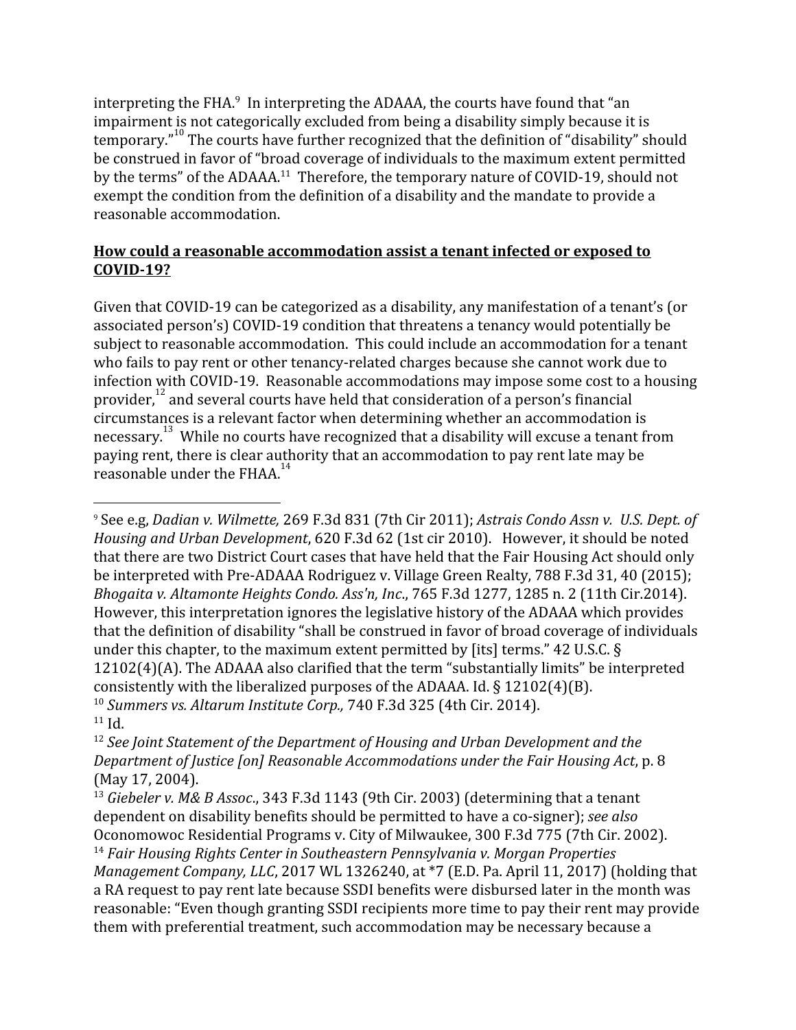interpreting the FHA.[9] In interpreting the ADAAA, the courts have found that "an impairment is not categorically excluded from being a disability simply because it is temporary."[10] The courts have further recognized that the definition of "disability" should be construed in favor of "broad coverage of individuals to the maximum extent permitted by the terms" of the ADAAA.[11] Therefore, the temporary nature of COVID-19, should not exempt the condition from the definition of a disability and the mandate to provide a reasonable accommodation.

**<u>How could a reasonable accommodation assist a tenant infected or exposed to COVID-19?</u>**

Given that COVID-19 can be categorized as a disability, any manifestation of a tenant's (or associated person's) COVID-19 condition that threatens a tenancy would potentially be subject to reasonable accommodation. This could include an accommodation for a tenant who fails to pay rent or other tenancy-related charges because she cannot work due to infection with COVID-19. Reasonable accommodations may impose some cost to a housing provider,[12] and several courts have held that consideration of a person's financial circumstances is a relevant factor when determining whether an accommodation is necessary.[13] While no courts have recognized that a disability will excuse a tenant from paying rent, there is clear authority that an accommodation to pay rent late may be reasonable under the FHAA.[14]

---

[9] See e.g, *Dadian v. Wilmette,* 269 F.3d 831 (7th Cir 2011); *Astrais Condo Assn v. U.S. Dept. of Housing and Urban Development*, 620 F.3d 62 (1st cir 2010). However, it should be noted that there are two District Court cases that have held that the Fair Housing Act should only be interpreted with Pre-ADAAA Rodriguez v. Village Green Realty, 788 F.3d 31, 40 (2015); *Bhogaita v. Altamonte Heights Condo. Ass'n, Inc*., 765 F.3d 1277, 1285 n. 2 (11th Cir.2014). However, this interpretation ignores the legislative history of the ADAAA which provides that the definition of disability "shall be construed in favor of broad coverage of individuals under this chapter, to the maximum extent permitted by [its] terms." 42 U.S.C. § 12102(4)(A). The ADAAA also clarified that the term "substantially limits" be interpreted consistently with the liberalized purposes of the ADAAA. Id. § 12102(4)(B).

[10] *Summers vs. Altarum Institute Corp.,* 740 F.3d 325 (4th Cir. 2014).

[11] Id.

[12] *See Joint Statement of the Department of Housing and Urban Development and the Department of Justice [on] Reasonable Accommodations under the Fair Housing Act*, p. 8 (May 17, 2004).

[13] *Giebeler v. M& B Assoc*., 343 F.3d 1143 (9th Cir. 2003) (determining that a tenant dependent on disability benefits should be permitted to have a co-signer); *see also* Oconomowoc Residential Programs v. City of Milwaukee, 300 F.3d 775 (7th Cir. 2002).

[14] *Fair Housing Rights Center in Southeastern Pennsylvania v. Morgan Properties Management Company, LLC*, 2017 WL 1326240, at *7 (E.D. Pa. April 11, 2017) (holding that a RA request to pay rent late because SSDI benefits were disbursed later in the month was reasonable: "Even though granting SSDI recipients more time to pay their rent may provide them with preferential treatment, such accommodation may be necessary because a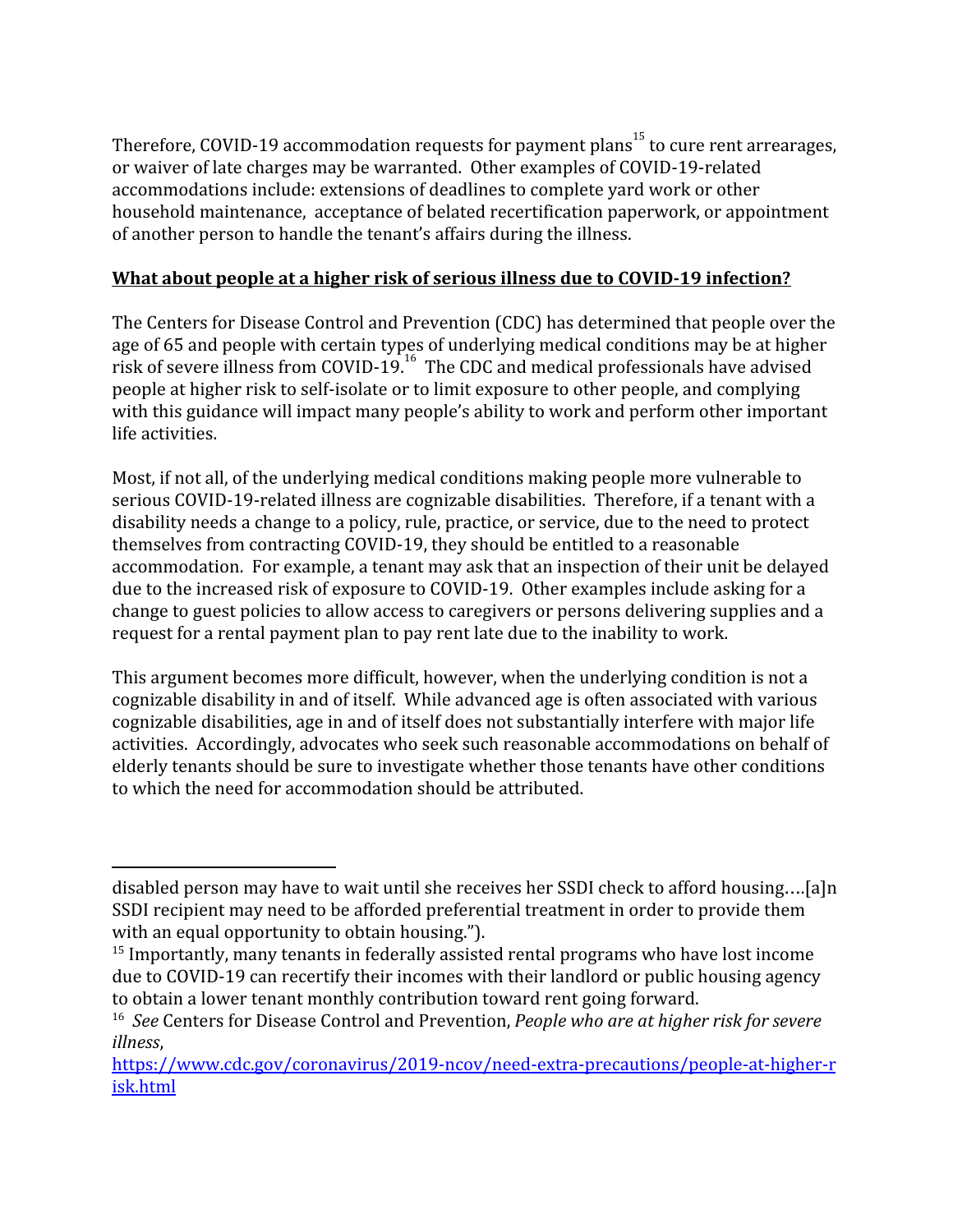Therefore, COVID-19 accommodation requests for payment plans[15] to cure rent arrearages, or waiver of late charges may be warranted. Other examples of COVID-19-related accommodations include: extensions of deadlines to complete yard work or other household maintenance, acceptance of belated recertification paperwork, or appointment of another person to handle the tenant's affairs during the illness.

**What about people at a higher risk of serious illness due to COVID-19 infection?**

The Centers for Disease Control and Prevention (CDC) has determined that people over the age of 65 and people with certain types of underlying medical conditions may be at higher risk of severe illness from COVID-19.[16] The CDC and medical professionals have advised people at higher risk to self-isolate or to limit exposure to other people, and complying with this guidance will impact many people's ability to work and perform other important life activities.

Most, if not all, of the underlying medical conditions making people more vulnerable to serious COVID-19-related illness are cognizable disabilities. Therefore, if a tenant with a disability needs a change to a policy, rule, practice, or service, due to the need to protect themselves from contracting COVID-19, they should be entitled to a reasonable accommodation. For example, a tenant may ask that an inspection of their unit be delayed due to the increased risk of exposure to COVID-19. Other examples include asking for a change to guest policies to allow access to caregivers or persons delivering supplies and a request for a rental payment plan to pay rent late due to the inability to work.

This argument becomes more difficult, however, when the underlying condition is not a cognizable disability in and of itself. While advanced age is often associated with various cognizable disabilities, age in and of itself does not substantially interfere with major life activities. Accordingly, advocates who seek such reasonable accommodations on behalf of elderly tenants should be sure to investigate whether those tenants have other conditions to which the need for accommodation should be attributed.

---

disabled person may have to wait until she receives her SSDI check to afford housing….[a]n SSDI recipient may need to be afforded preferential treatment in order to provide them with an equal opportunity to obtain housing.").

[15] Importantly, many tenants in federally assisted rental programs who have lost income due to COVID-19 can recertify their incomes with their landlord or public housing agency to obtain a lower tenant monthly contribution toward rent going forward.

[16] *See* Centers for Disease Control and Prevention, *People who are at higher risk for severe illness*, https://www.cdc.gov/coronavirus/2019-ncov/need-extra-precautions/people-at-higher-risk.html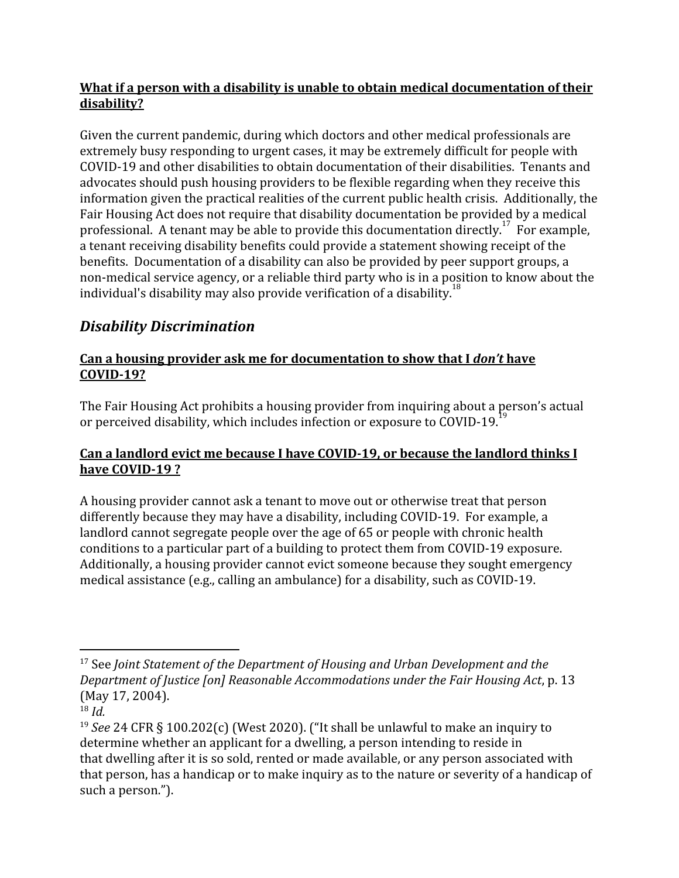**What if a person with a disability is unable to obtain medical documentation of their disability?**

Given the current pandemic, during which doctors and other medical professionals are extremely busy responding to urgent cases, it may be extremely difficult for people with COVID-19 and other disabilities to obtain documentation of their disabilities. Tenants and advocates should push housing providers to be flexible regarding when they receive this information given the practical realities of the current public health crisis. Additionally, the Fair Housing Act does not require that disability documentation be provided by a medical professional. A tenant may be able to provide this documentation directly.[17] For example, a tenant receiving disability benefits could provide a statement showing receipt of the benefits. Documentation of a disability can also be provided by peer support groups, a non-medical service agency, or a reliable third party who is in a position to know about the individual's disability may also provide verification of a disability.[18]

## *Disability Discrimination*

**Can a housing provider ask me for documentation to show that I *don't* have COVID-19?**

The Fair Housing Act prohibits a housing provider from inquiring about a person's actual or perceived disability, which includes infection or exposure to COVID-19.[19]

**Can a landlord evict me because I have COVID-19, or because the landlord thinks I have COVID-19 ?**

A housing provider cannot ask a tenant to move out or otherwise treat that person differently because they may have a disability, including COVID-19. For example, a landlord cannot segregate people over the age of 65 or people with chronic health conditions to a particular part of a building to protect them from COVID-19 exposure. Additionally, a housing provider cannot evict someone because they sought emergency medical assistance (e.g., calling an ambulance) for a disability, such as COVID-19.

---

[17] See *Joint Statement of the Department of Housing and Urban Development and the Department of Justice [on] Reasonable Accommodations under the Fair Housing Act*, p. 13 (May 17, 2004).

[18] *Id.*

[19] *See* 24 CFR § 100.202(c) (West 2020). ("It shall be unlawful to make an inquiry to determine whether an applicant for a dwelling, a person intending to reside in that dwelling after it is so sold, rented or made available, or any person associated with that person, has a handicap or to make inquiry as to the nature or severity of a handicap of such a person.").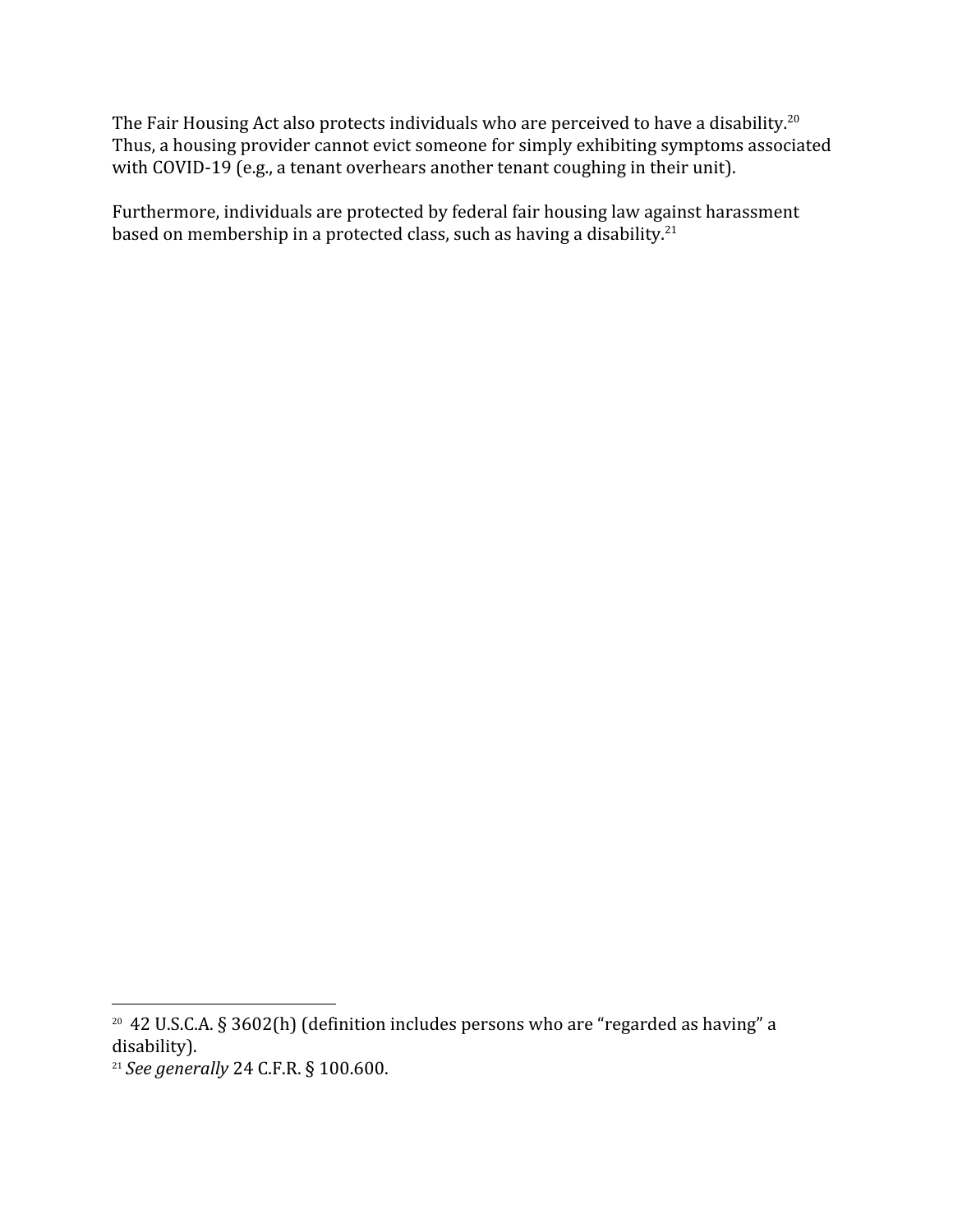The Fair Housing Act also protects individuals who are perceived to have a disability.[20] Thus, a housing provider cannot evict someone for simply exhibiting symptoms associated with COVID-19 (e.g., a tenant overhears another tenant coughing in their unit).

Furthermore, individuals are protected by federal fair housing law against harassment based on membership in a protected class, such as having a disability.[21]

---

[20] 42 U.S.C.A. § 3602(h) (definition includes persons who are "regarded as having" a disability).

[21] *See generally* 24 C.F.R. § 100.600.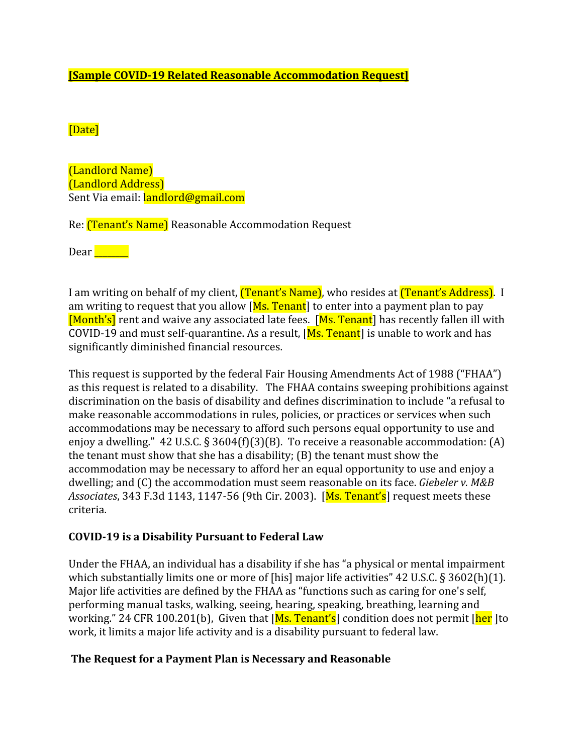**[Sample COVID-19 Related Reasonable Accommodation Request]**

[Date]

(Landlord Name)
(Landlord Address)
Sent Via email: landlord@gmail.com

Re: (Tenant's Name) Reasonable Accommodation Request

Dear ________

I am writing on behalf of my client, (Tenant's Name), who resides at (Tenant's Address). I am writing to request that you allow [Ms. Tenant] to enter into a payment plan to pay [Month's] rent and waive any associated late fees. [Ms. Tenant] has recently fallen ill with COVID-19 and must self-quarantine. As a result, [Ms. Tenant] is unable to work and has significantly diminished financial resources.

This request is supported by the federal Fair Housing Amendments Act of 1988 ("FHAA") as this request is related to a disability. The FHAA contains sweeping prohibitions against discrimination on the basis of disability and defines discrimination to include "a refusal to make reasonable accommodations in rules, policies, or practices or services when such accommodations may be necessary to afford such persons equal opportunity to use and enjoy a dwelling." 42 U.S.C. § 3604(f)(3)(B). To receive a reasonable accommodation: (A) the tenant must show that she has a disability; (B) the tenant must show the accommodation may be necessary to afford her an equal opportunity to use and enjoy a dwelling; and (C) the accommodation must seem reasonable on its face. *Giebeler v. M&B Associates*, 343 F.3d 1143, 1147-56 (9th Cir. 2003). [Ms. Tenant's] request meets these criteria.

**COVID-19 is a Disability Pursuant to Federal Law**

Under the FHAA, an individual has a disability if she has "a physical or mental impairment which substantially limits one or more of [his] major life activities" 42 U.S.C. § 3602(h)(1). Major life activities are defined by the FHAA as "functions such as caring for one's self, performing manual tasks, walking, seeing, hearing, speaking, breathing, learning and working." 24 CFR 100.201(b), Given that [Ms. Tenant's] condition does not permit [her ]to work, it limits a major life activity and is a disability pursuant to federal law.

**The Request for a Payment Plan is Necessary and Reasonable**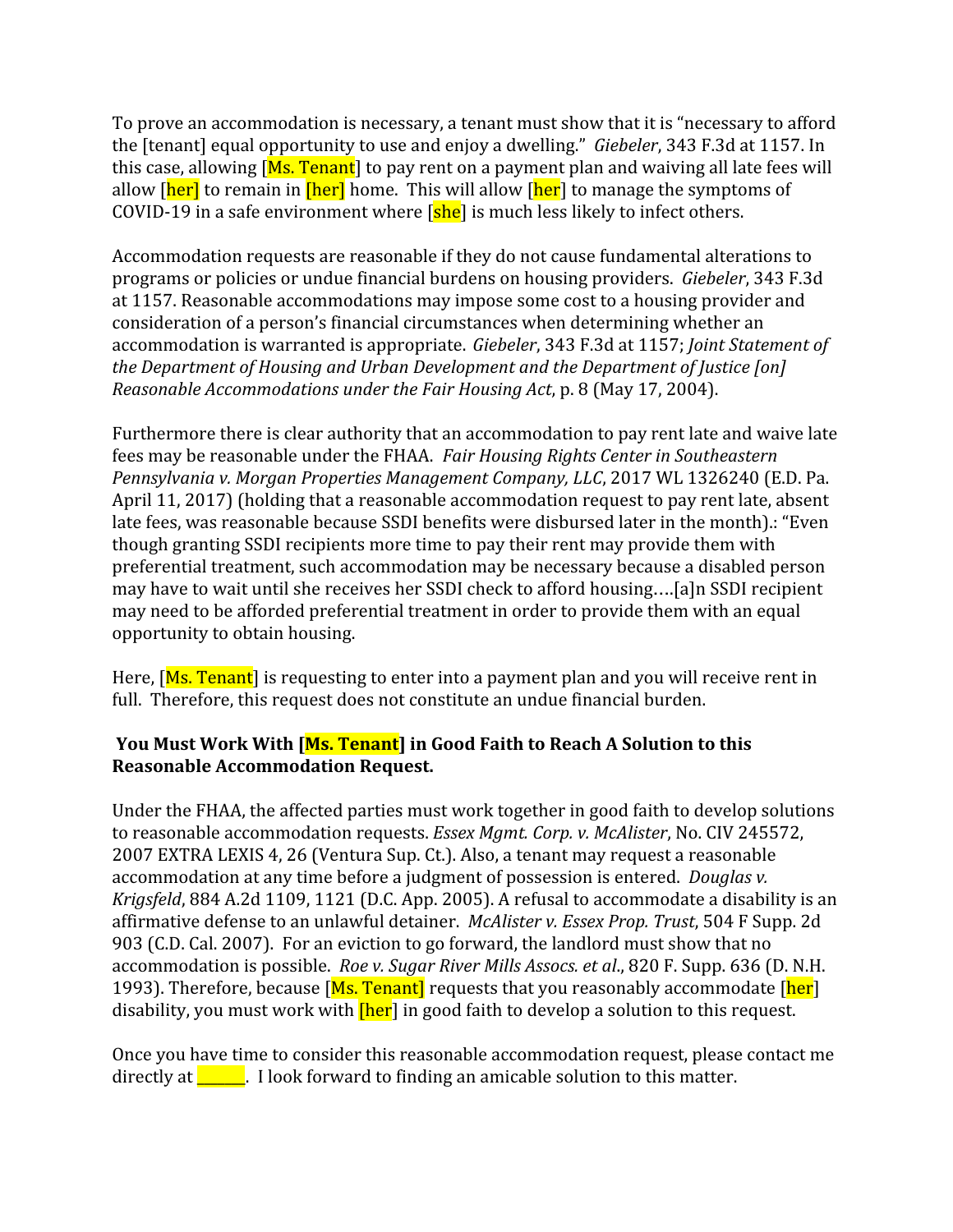To prove an accommodation is necessary, a tenant must show that it is "necessary to afford the [tenant] equal opportunity to use and enjoy a dwelling." *Giebeler*, 343 F.3d at 1157. In this case, allowing [Ms. Tenant] to pay rent on a payment plan and waiving all late fees will allow [her] to remain in [her] home. This will allow [her] to manage the symptoms of COVID-19 in a safe environment where [she] is much less likely to infect others.

Accommodation requests are reasonable if they do not cause fundamental alterations to programs or policies or undue financial burdens on housing providers. *Giebeler*, 343 F.3d at 1157. Reasonable accommodations may impose some cost to a housing provider and consideration of a person's financial circumstances when determining whether an accommodation is warranted is appropriate. *Giebeler*, 343 F.3d at 1157; *Joint Statement of the Department of Housing and Urban Development and the Department of Justice [on] Reasonable Accommodations under the Fair Housing Act*, p. 8 (May 17, 2004).

Furthermore there is clear authority that an accommodation to pay rent late and waive late fees may be reasonable under the FHAA. *Fair Housing Rights Center in Southeastern Pennsylvania v. Morgan Properties Management Company, LLC*, 2017 WL 1326240 (E.D. Pa. April 11, 2017) (holding that a reasonable accommodation request to pay rent late, absent late fees, was reasonable because SSDI benefits were disbursed later in the month).: "Even though granting SSDI recipients more time to pay their rent may provide them with preferential treatment, such accommodation may be necessary because a disabled person may have to wait until she receives her SSDI check to afford housing….[a]n SSDI recipient may need to be afforded preferential treatment in order to provide them with an equal opportunity to obtain housing.

Here, [Ms. Tenant] is requesting to enter into a payment plan and you will receive rent in full. Therefore, this request does not constitute an undue financial burden.

**You Must Work With [Ms. Tenant] in Good Faith to Reach A Solution to this Reasonable Accommodation Request.**

Under the FHAA, the affected parties must work together in good faith to develop solutions to reasonable accommodation requests. *Essex Mgmt. Corp. v. McAlister*, No. CIV 245572, 2007 EXTRA LEXIS 4, 26 (Ventura Sup. Ct.). Also, a tenant may request a reasonable accommodation at any time before a judgment of possession is entered. *Douglas v. Krigsfeld*, 884 A.2d 1109, 1121 (D.C. App. 2005). A refusal to accommodate a disability is an affirmative defense to an unlawful detainer. *McAlister v. Essex Prop. Trust*, 504 F Supp. 2d 903 (C.D. Cal. 2007). For an eviction to go forward, the landlord must show that no accommodation is possible. *Roe v. Sugar River Mills Assocs. et al*., 820 F. Supp. 636 (D. N.H. 1993). Therefore, because [Ms. Tenant] requests that you reasonably accommodate [her] disability, you must work with [her] in good faith to develop a solution to this request.

Once you have time to consider this reasonable accommodation request, please contact me directly at ______. I look forward to finding an amicable solution to this matter.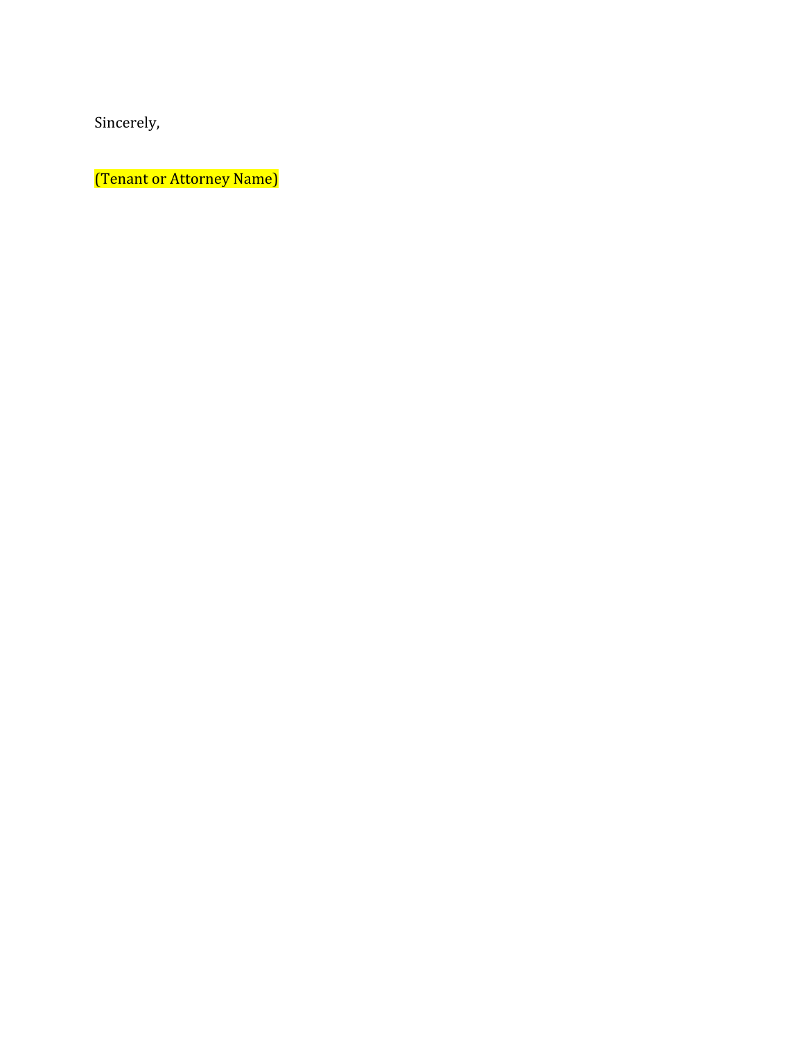Sincerely,

(Tenant or Attorney Name)